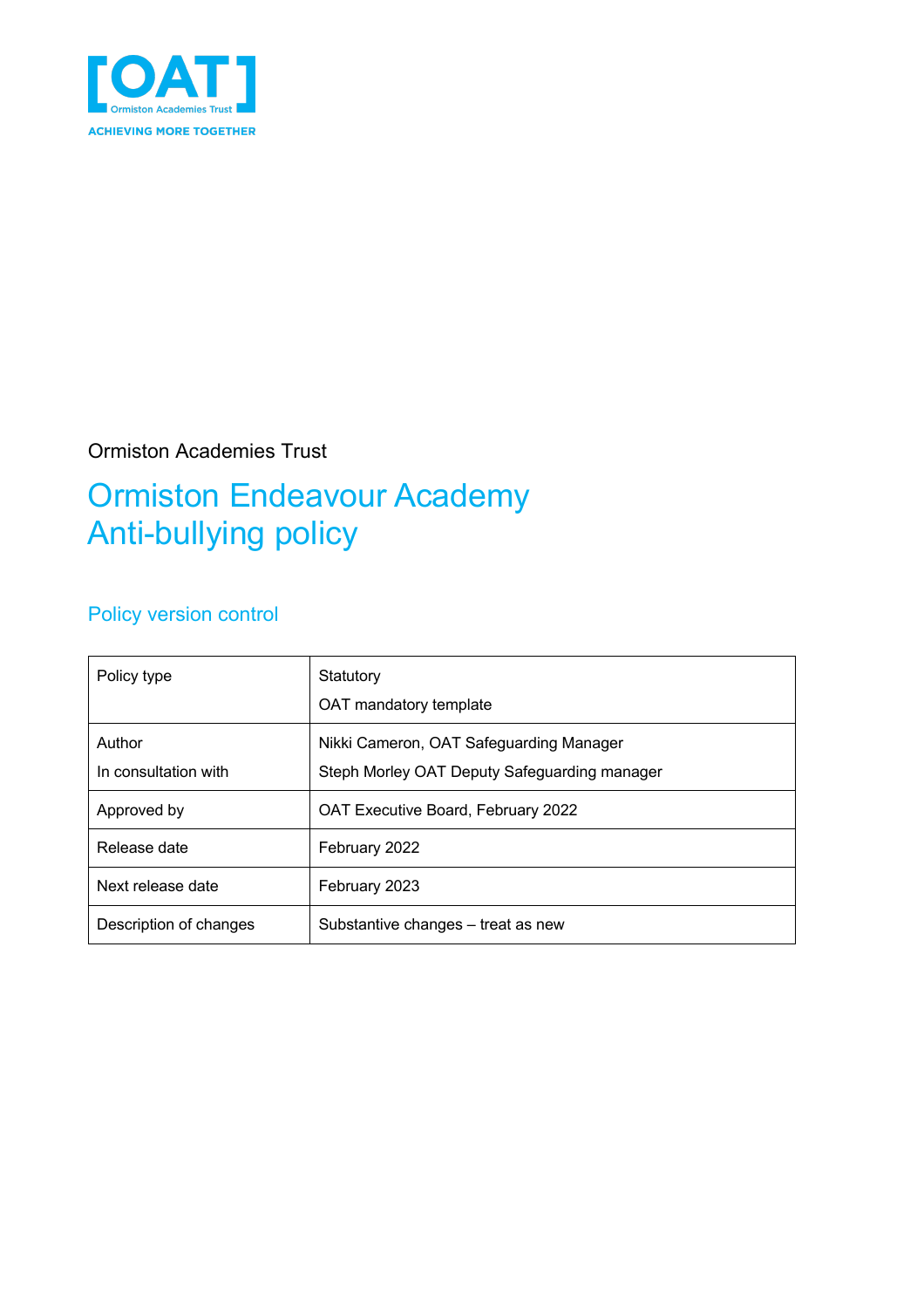[OAT]
Ormiston Academies Trust
ACHIEVING MORE TOGETHER

Ormiston Academies Trust

# Ormiston Endeavour Academy Anti-bullying policy

## Policy version control

| Policy type | Statutory<br>OAT mandatory template |
|---|---|
| Author<br>In consultation with | Nikki Cameron, OAT Safeguarding Manager<br>Steph Morley OAT Deputy Safeguarding manager |
| Approved by | OAT Executive Board, February 2022 |
| Release date | February 2022 |
| Next release date | February 2023 |
| Description of changes | Substantive changes – treat as new |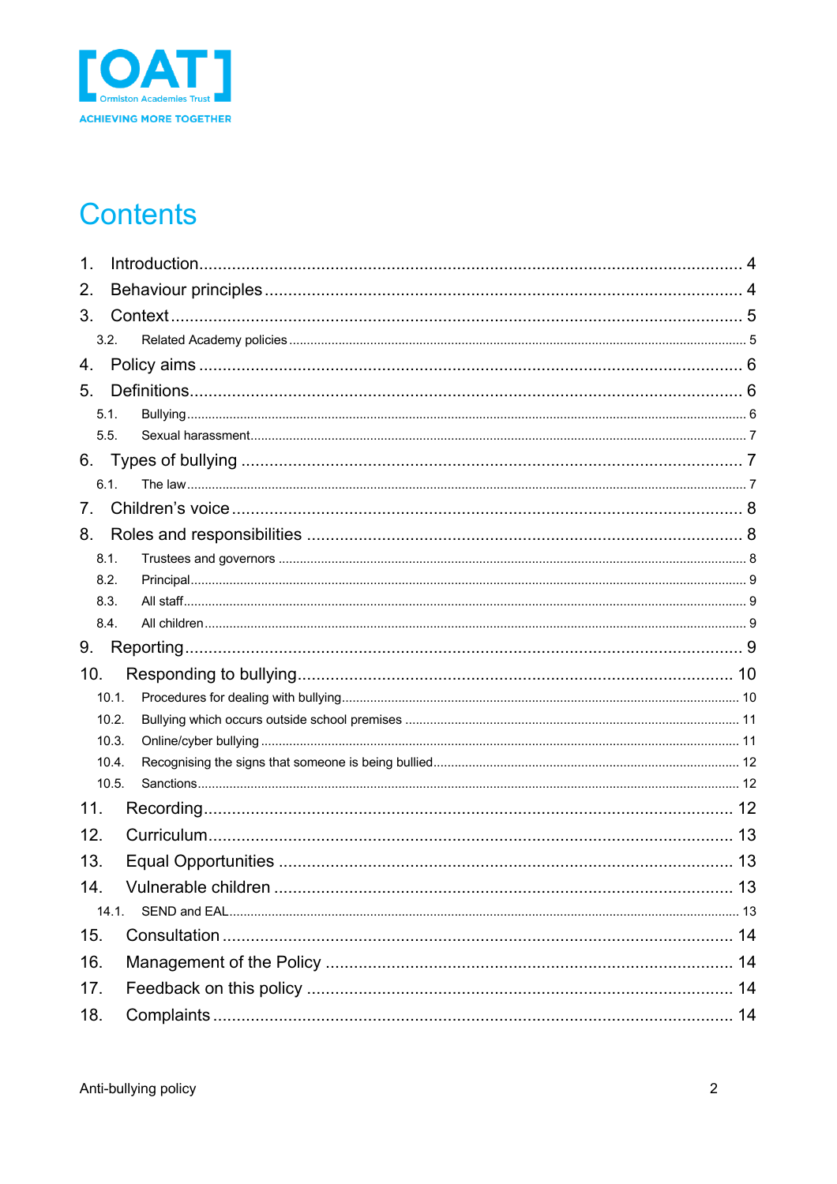# Contents

1. Introduction .... 4
2. Behaviour principles .... 4
3. Context .... 5
   - 3.2. Related Academy policies .... 5
4. Policy aims .... 6
5. Definitions .... 6
   - 5.1. Bullying .... 6
   - 5.5. Sexual harassment .... 7
6. Types of bullying .... 7
   - 6.1. The law .... 7
7. Children's voice .... 8
8. Roles and responsibilities .... 8
   - 8.1. Trustees and governors .... 8
   - 8.2. Principal .... 9
   - 8.3. All staff .... 9
   - 8.4. All children .... 9
9. Reporting .... 9
10. Responding to bullying .... 10
    - 10.1. Procedures for dealing with bullying .... 10
    - 10.2. Bullying which occurs outside school premises .... 11
    - 10.3. Online/cyber bullying .... 11
    - 10.4. Recognising the signs that someone is being bullied .... 12
    - 10.5. Sanctions .... 12
11. Recording .... 12
12. Curriculum .... 13
13. Equal Opportunities .... 13
14. Vulnerable children .... 13
    - 14.1. SEND and EAL .... 13
15. Consultation .... 14
16. Management of the Policy .... 14
17. Feedback on this policy .... 14
18. Complaints .... 14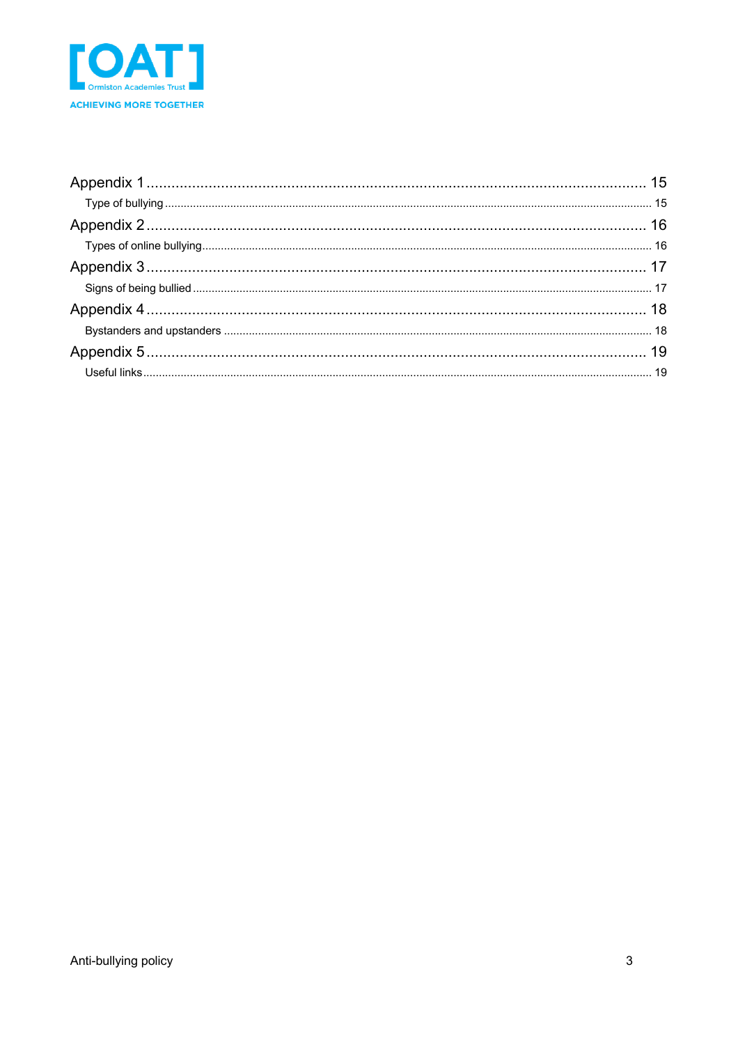Appendix 1 ........................................................................................................ 15

   Type of bullying ............................................................................................ 15

Appendix 2 ........................................................................................................ 16

   Types of online bullying ................................................................................ 16

Appendix 3 ........................................................................................................ 17

   Signs of being bullied .................................................................................... 17

Appendix 4 ........................................................................................................ 18

   Bystanders and upstanders ........................................................................... 18

Appendix 5 ........................................................................................................ 19

   Useful links .................................................................................................... 19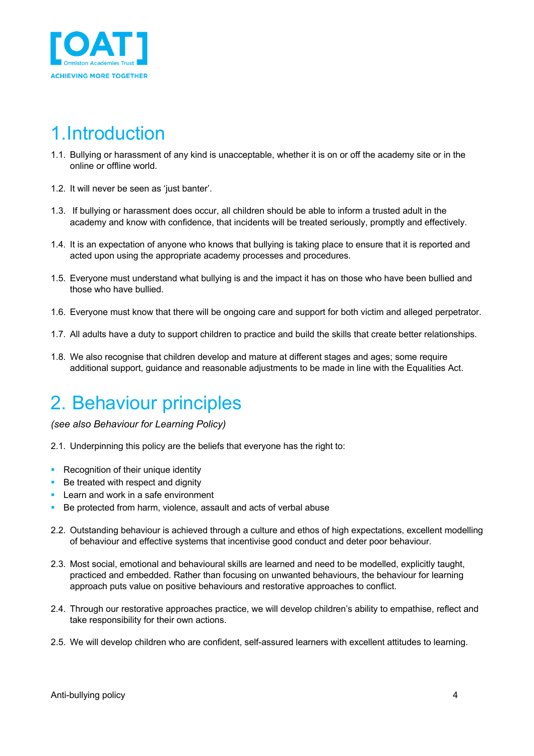# 1. Introduction

1.1. Bullying or harassment of any kind is unacceptable, whether it is on or off the academy site or in the online or offline world.

1.2. It will never be seen as 'just banter'.

1.3. If bullying or harassment does occur, all children should be able to inform a trusted adult in the academy and know with confidence, that incidents will be treated seriously, promptly and effectively.

1.4. It is an expectation of anyone who knows that bullying is taking place to ensure that it is reported and acted upon using the appropriate academy processes and procedures.

1.5. Everyone must understand what bullying is and the impact it has on those who have been bullied and those who have bullied.

1.6. Everyone must know that there will be ongoing care and support for both victim and alleged perpetrator.

1.7. All adults have a duty to support children to practice and build the skills that create better relationships.

1.8. We also recognise that children develop and mature at different stages and ages; some require additional support, guidance and reasonable adjustments to be made in line with the Equalities Act.

# 2. Behaviour principles

*(see also Behaviour for Learning Policy)*

2.1. Underpinning this policy are the beliefs that everyone has the right to:

- Recognition of their unique identity
- Be treated with respect and dignity
- Learn and work in a safe environment
- Be protected from harm, violence, assault and acts of verbal abuse

2.2. Outstanding behaviour is achieved through a culture and ethos of high expectations, excellent modelling of behaviour and effective systems that incentivise good conduct and deter poor behaviour.

2.3. Most social, emotional and behavioural skills are learned and need to be modelled, explicitly taught, practiced and embedded. Rather than focusing on unwanted behaviours, the behaviour for learning approach puts value on positive behaviours and restorative approaches to conflict.

2.4. Through our restorative approaches practice, we will develop children's ability to empathise, reflect and take responsibility for their own actions.

2.5. We will develop children who are confident, self-assured learners with excellent attitudes to learning.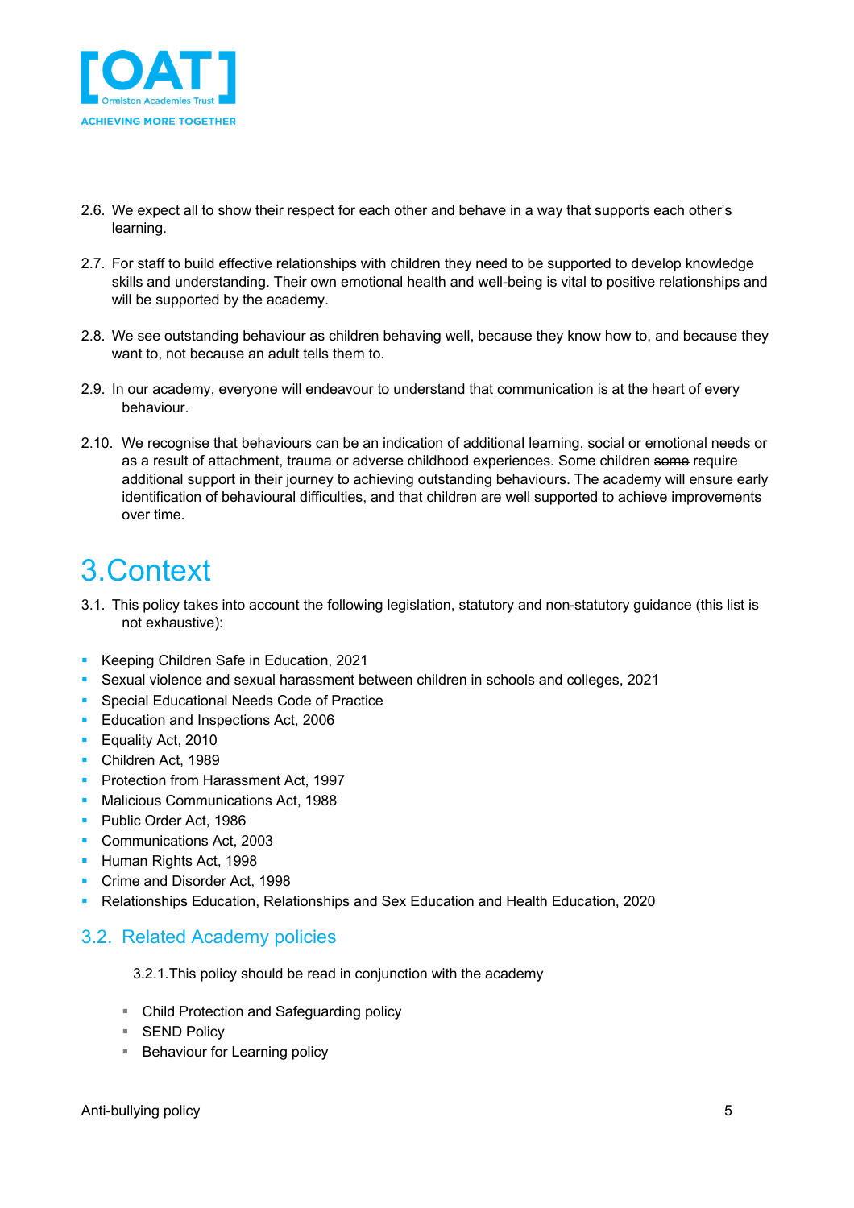2.6. We expect all to show their respect for each other and behave in a way that supports each other's learning.

2.7. For staff to build effective relationships with children they need to be supported to develop knowledge skills and understanding. Their own emotional health and well-being is vital to positive relationships and will be supported by the academy.

2.8. We see outstanding behaviour as children behaving well, because they know how to, and because they want to, not because an adult tells them to.

2.9. In our academy, everyone will endeavour to understand that communication is at the heart of every behaviour.

2.10. We recognise that behaviours can be an indication of additional learning, social or emotional needs or as a result of attachment, trauma or adverse childhood experiences. Some children ~~some~~ require additional support in their journey to achieving outstanding behaviours. The academy will ensure early identification of behavioural difficulties, and that children are well supported to achieve improvements over time.

# 3. Context

3.1. This policy takes into account the following legislation, statutory and non-statutory guidance (this list is not exhaustive):

- Keeping Children Safe in Education, 2021
- Sexual violence and sexual harassment between children in schools and colleges, 2021
- Special Educational Needs Code of Practice
- Education and Inspections Act, 2006
- Equality Act, 2010
- Children Act, 1989
- Protection from Harassment Act, 1997
- Malicious Communications Act, 1988
- Public Order Act, 1986
- Communications Act, 2003
- Human Rights Act, 1998
- Crime and Disorder Act, 1998
- Relationships Education, Relationships and Sex Education and Health Education, 2020

## 3.2. Related Academy policies

3.2.1. This policy should be read in conjunction with the academy

- Child Protection and Safeguarding policy
- SEND Policy
- Behaviour for Learning policy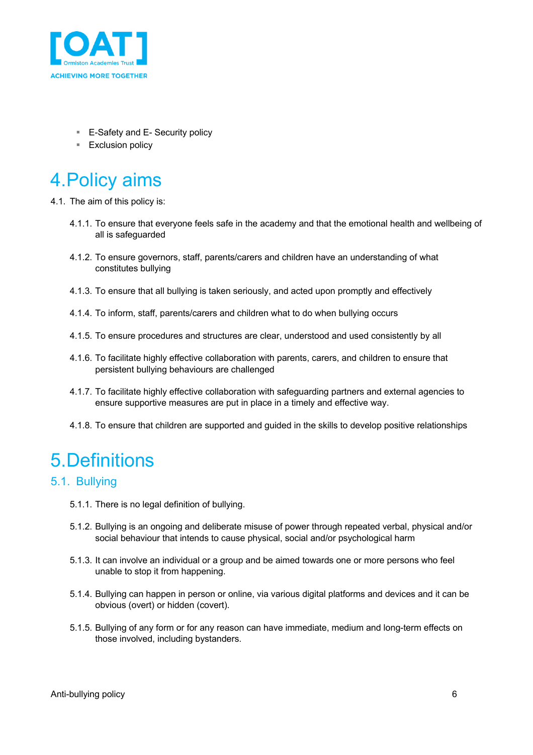- E-Safety and E- Security policy
- Exclusion policy

# 4. Policy aims

4.1. The aim of this policy is:

4.1.1. To ensure that everyone feels safe in the academy and that the emotional health and wellbeing of all is safeguarded

4.1.2. To ensure governors, staff, parents/carers and children have an understanding of what constitutes bullying

4.1.3. To ensure that all bullying is taken seriously, and acted upon promptly and effectively

4.1.4. To inform, staff, parents/carers and children what to do when bullying occurs

4.1.5. To ensure procedures and structures are clear, understood and used consistently by all

4.1.6. To facilitate highly effective collaboration with parents, carers, and children to ensure that persistent bullying behaviours are challenged

4.1.7. To facilitate highly effective collaboration with safeguarding partners and external agencies to ensure supportive measures are put in place in a timely and effective way.

4.1.8. To ensure that children are supported and guided in the skills to develop positive relationships

# 5. Definitions

## 5.1. Bullying

5.1.1. There is no legal definition of bullying.

5.1.2. Bullying is an ongoing and deliberate misuse of power through repeated verbal, physical and/or social behaviour that intends to cause physical, social and/or psychological harm

5.1.3. It can involve an individual or a group and be aimed towards one or more persons who feel unable to stop it from happening.

5.1.4. Bullying can happen in person or online, via various digital platforms and devices and it can be obvious (overt) or hidden (covert).

5.1.5. Bullying of any form or for any reason can have immediate, medium and long-term effects on those involved, including bystanders.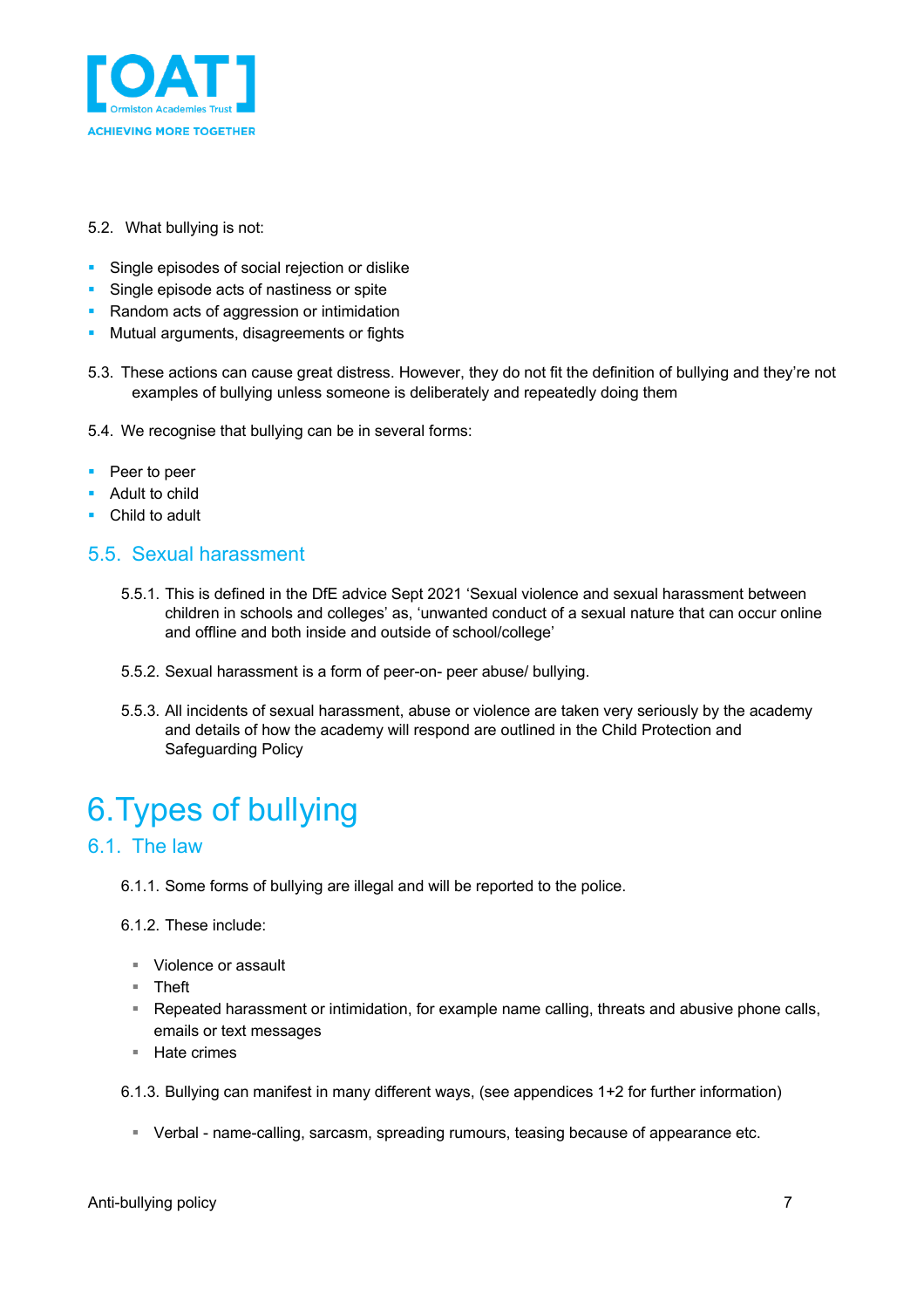5.2. What bullying is not:

- Single episodes of social rejection or dislike
- Single episode acts of nastiness or spite
- Random acts of aggression or intimidation
- Mutual arguments, disagreements or fights

5.3. These actions can cause great distress. However, they do not fit the definition of bullying and they're not examples of bullying unless someone is deliberately and repeatedly doing them

5.4. We recognise that bullying can be in several forms:

- Peer to peer
- Adult to child
- Child to adult

## 5.5. Sexual harassment

5.5.1. This is defined in the DfE advice Sept 2021 'Sexual violence and sexual harassment between children in schools and colleges' as, 'unwanted conduct of a sexual nature that can occur online and offline and both inside and outside of school/college'

5.5.2. Sexual harassment is a form of peer-on- peer abuse/ bullying.

5.5.3. All incidents of sexual harassment, abuse or violence are taken very seriously by the academy and details of how the academy will respond are outlined in the Child Protection and Safeguarding Policy

# 6. Types of bullying

## 6.1. The law

6.1.1. Some forms of bullying are illegal and will be reported to the police.

6.1.2. These include:

- Violence or assault
- Theft
- Repeated harassment or intimidation, for example name calling, threats and abusive phone calls, emails or text messages
- Hate crimes

6.1.3. Bullying can manifest in many different ways, (see appendices 1+2 for further information)

- Verbal - name-calling, sarcasm, spreading rumours, teasing because of appearance etc.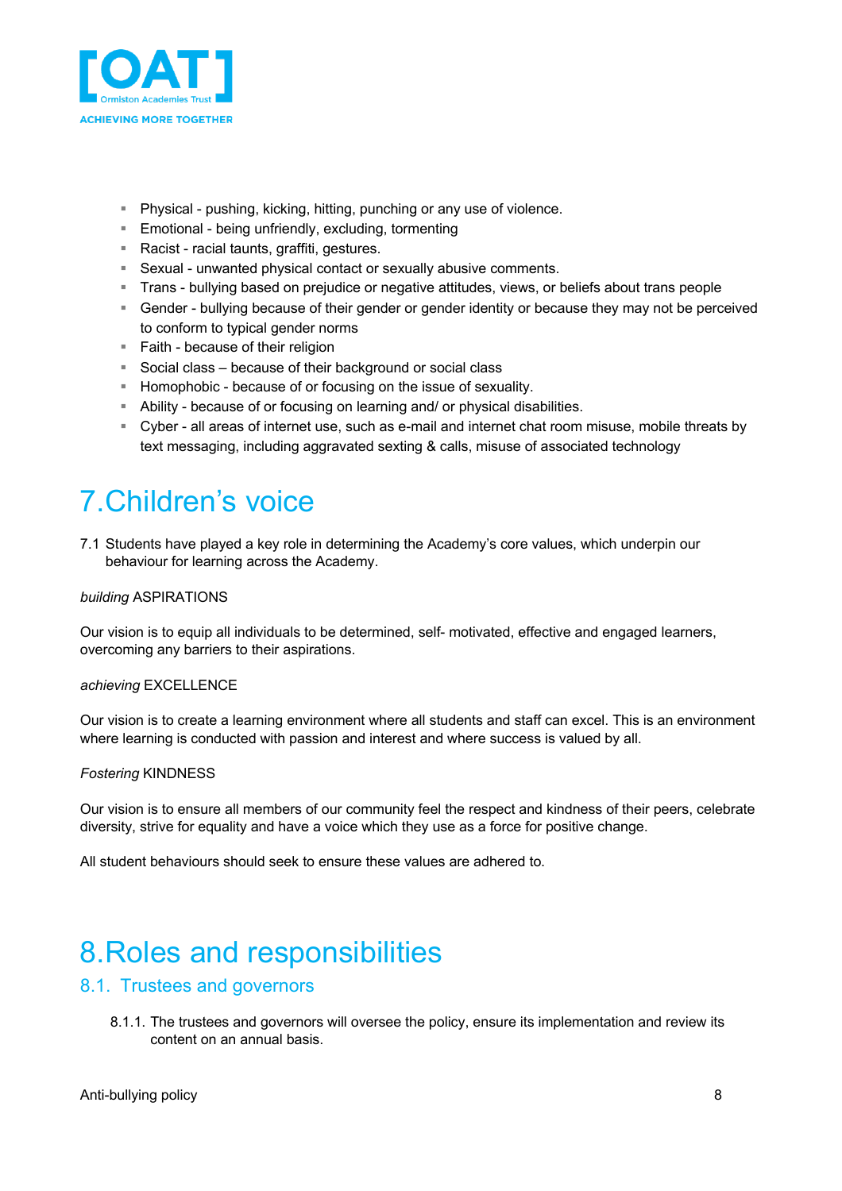- Physical - pushing, kicking, hitting, punching or any use of violence.
- Emotional - being unfriendly, excluding, tormenting
- Racist - racial taunts, graffiti, gestures.
- Sexual - unwanted physical contact or sexually abusive comments.
- Trans - bullying based on prejudice or negative attitudes, views, or beliefs about trans people
- Gender - bullying because of their gender or gender identity or because they may not be perceived to conform to typical gender norms
- Faith - because of their religion
- Social class – because of their background or social class
- Homophobic - because of or focusing on the issue of sexuality.
- Ability - because of or focusing on learning and/ or physical disabilities.
- Cyber - all areas of internet use, such as e-mail and internet chat room misuse, mobile threats by text messaging, including aggravated sexting & calls, misuse of associated technology

# 7. Children's voice

7.1 Students have played a key role in determining the Academy's core values, which underpin our behaviour for learning across the Academy.

*building* ASPIRATIONS

Our vision is to equip all individuals to be determined, self- motivated, effective and engaged learners, overcoming any barriers to their aspirations.

*achieving* EXCELLENCE

Our vision is to create a learning environment where all students and staff can excel. This is an environment where learning is conducted with passion and interest and where success is valued by all.

*Fostering* KINDNESS

Our vision is to ensure all members of our community feel the respect and kindness of their peers, celebrate diversity, strive for equality and have a voice which they use as a force for positive change.

All student behaviours should seek to ensure these values are adhered to.

# 8. Roles and responsibilities

## 8.1. Trustees and governors

8.1.1. The trustees and governors will oversee the policy, ensure its implementation and review its content on an annual basis.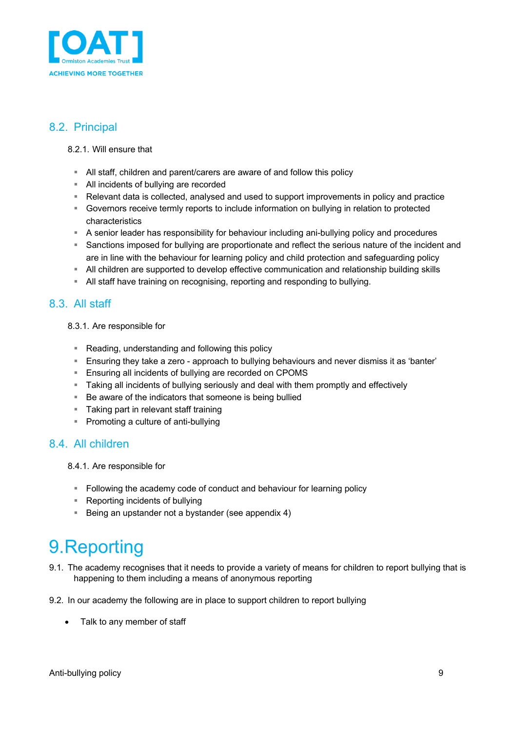## 8.2. Principal

8.2.1. Will ensure that

- All staff, children and parent/carers are aware of and follow this policy
- All incidents of bullying are recorded
- Relevant data is collected, analysed and used to support improvements in policy and practice
- Governors receive termly reports to include information on bullying in relation to protected characteristics
- A senior leader has responsibility for behaviour including ani-bullying policy and procedures
- Sanctions imposed for bullying are proportionate and reflect the serious nature of the incident and are in line with the behaviour for learning policy and child protection and safeguarding policy
- All children are supported to develop effective communication and relationship building skills
- All staff have training on recognising, reporting and responding to bullying.

## 8.3. All staff

8.3.1. Are responsible for

- Reading, understanding and following this policy
- Ensuring they take a zero - approach to bullying behaviours and never dismiss it as 'banter'
- Ensuring all incidents of bullying are recorded on CPOMS
- Taking all incidents of bullying seriously and deal with them promptly and effectively
- Be aware of the indicators that someone is being bullied
- Taking part in relevant staff training
- Promoting a culture of anti-bullying

## 8.4. All children

8.4.1. Are responsible for

- Following the academy code of conduct and behaviour for learning policy
- Reporting incidents of bullying
- Being an upstander not a bystander (see appendix 4)

# 9. Reporting

9.1. The academy recognises that it needs to provide a variety of means for children to report bullying that is happening to them including a means of anonymous reporting

9.2. In our academy the following are in place to support children to report bullying

- Talk to any member of staff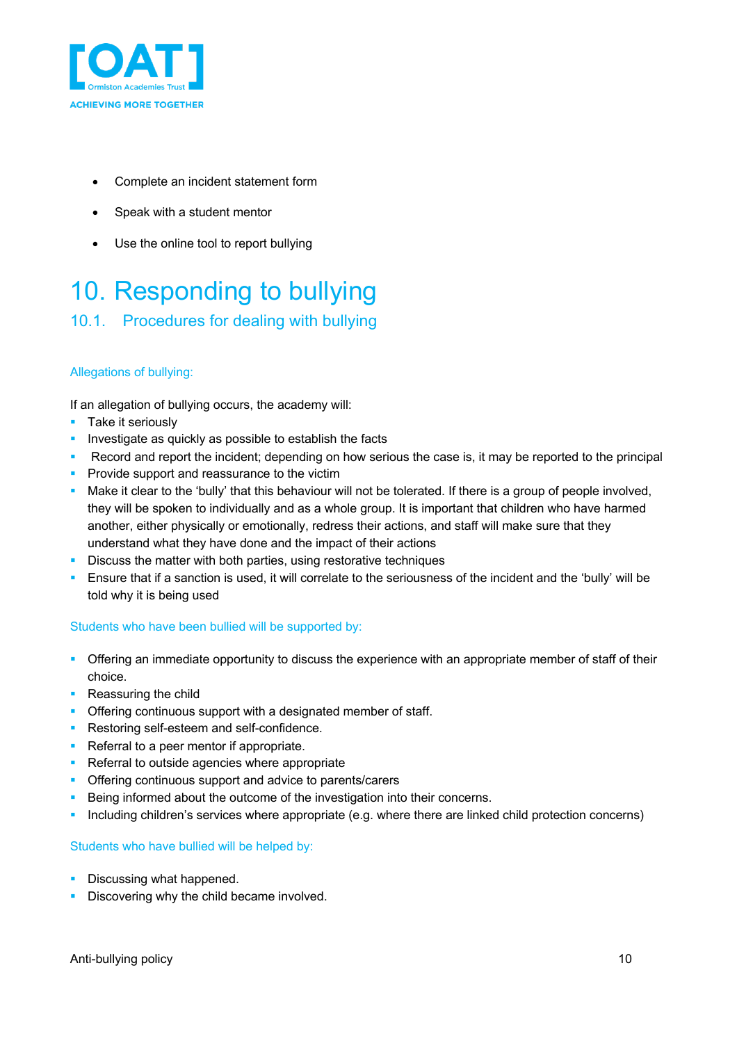- Complete an incident statement form
- Speak with a student mentor
- Use the online tool to report bullying

# 10. Responding to bullying

## 10.1. Procedures for dealing with bullying

### Allegations of bullying:

If an allegation of bullying occurs, the academy will:

- Take it seriously
- Investigate as quickly as possible to establish the facts
- Record and report the incident; depending on how serious the case is, it may be reported to the principal
- Provide support and reassurance to the victim
- Make it clear to the 'bully' that this behaviour will not be tolerated. If there is a group of people involved, they will be spoken to individually and as a whole group. It is important that children who have harmed another, either physically or emotionally, redress their actions, and staff will make sure that they understand what they have done and the impact of their actions
- Discuss the matter with both parties, using restorative techniques
- Ensure that if a sanction is used, it will correlate to the seriousness of the incident and the 'bully' will be told why it is being used

### Students who have been bullied will be supported by:

- Offering an immediate opportunity to discuss the experience with an appropriate member of staff of their choice.
- Reassuring the child
- Offering continuous support with a designated member of staff.
- Restoring self-esteem and self-confidence.
- Referral to a peer mentor if appropriate.
- Referral to outside agencies where appropriate
- Offering continuous support and advice to parents/carers
- Being informed about the outcome of the investigation into their concerns.
- Including children's services where appropriate (e.g. where there are linked child protection concerns)

### Students who have bullied will be helped by:

- Discussing what happened.
- Discovering why the child became involved.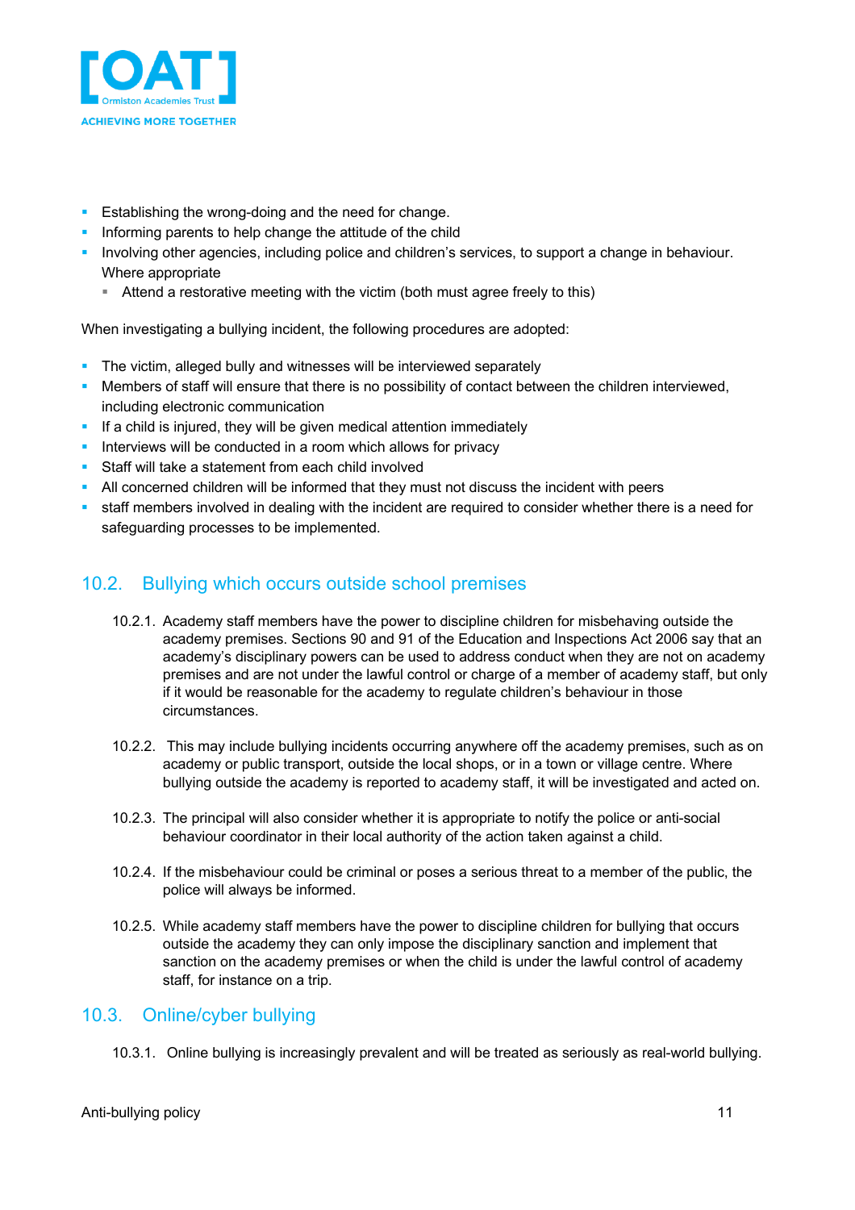- Establishing the wrong-doing and the need for change.
- Informing parents to help change the attitude of the child
- Involving other agencies, including police and children's services, to support a change in behaviour. Where appropriate
  - Attend a restorative meeting with the victim (both must agree freely to this)

When investigating a bullying incident, the following procedures are adopted:

- The victim, alleged bully and witnesses will be interviewed separately
- Members of staff will ensure that there is no possibility of contact between the children interviewed, including electronic communication
- If a child is injured, they will be given medical attention immediately
- Interviews will be conducted in a room which allows for privacy
- Staff will take a statement from each child involved
- All concerned children will be informed that they must not discuss the incident with peers
- staff members involved in dealing with the incident are required to consider whether there is a need for safeguarding processes to be implemented.

## 10.2. Bullying which occurs outside school premises

10.2.1. Academy staff members have the power to discipline children for misbehaving outside the academy premises. Sections 90 and 91 of the Education and Inspections Act 2006 say that an academy's disciplinary powers can be used to address conduct when they are not on academy premises and are not under the lawful control or charge of a member of academy staff, but only if it would be reasonable for the academy to regulate children's behaviour in those circumstances.

10.2.2. This may include bullying incidents occurring anywhere off the academy premises, such as on academy or public transport, outside the local shops, or in a town or village centre. Where bullying outside the academy is reported to academy staff, it will be investigated and acted on.

10.2.3. The principal will also consider whether it is appropriate to notify the police or anti-social behaviour coordinator in their local authority of the action taken against a child.

10.2.4. If the misbehaviour could be criminal or poses a serious threat to a member of the public, the police will always be informed.

10.2.5. While academy staff members have the power to discipline children for bullying that occurs outside the academy they can only impose the disciplinary sanction and implement that sanction on the academy premises or when the child is under the lawful control of academy staff, for instance on a trip.

## 10.3. Online/cyber bullying

10.3.1. Online bullying is increasingly prevalent and will be treated as seriously as real-world bullying.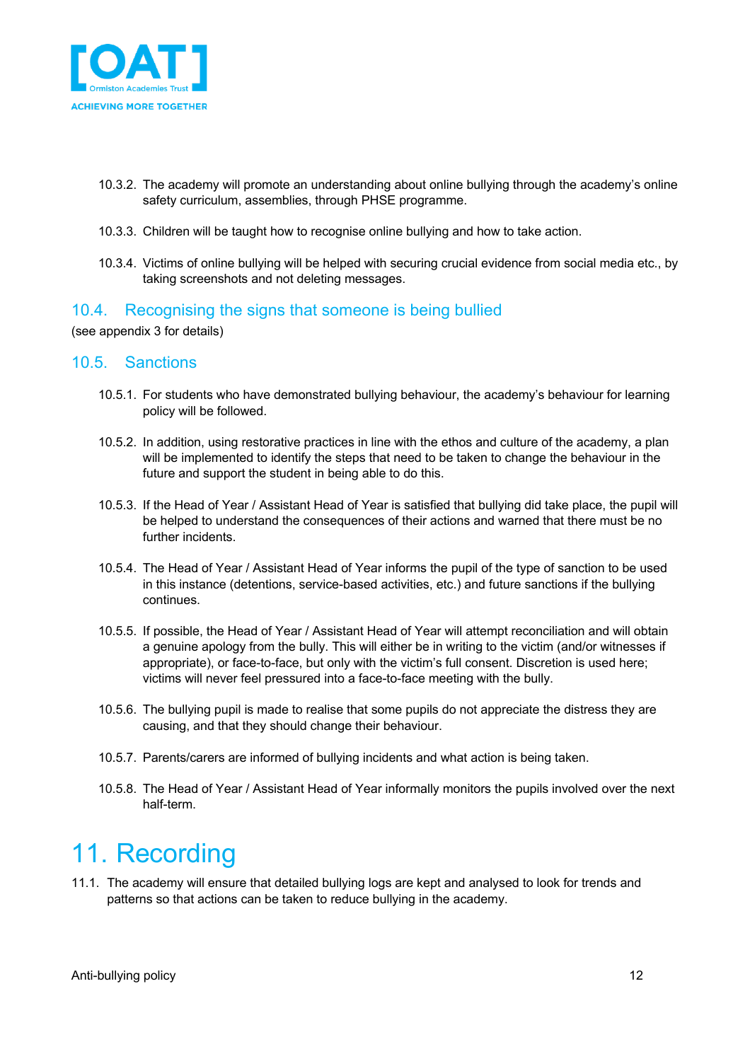10.3.2. The academy will promote an understanding about online bullying through the academy's online safety curriculum, assemblies, through PHSE programme.

10.3.3. Children will be taught how to recognise online bullying and how to take action.

10.3.4. Victims of online bullying will be helped with securing crucial evidence from social media etc., by taking screenshots and not deleting messages.

## 10.4. Recognising the signs that someone is being bullied

(see appendix 3 for details)

## 10.5. Sanctions

10.5.1. For students who have demonstrated bullying behaviour, the academy's behaviour for learning policy will be followed.

10.5.2. In addition, using restorative practices in line with the ethos and culture of the academy, a plan will be implemented to identify the steps that need to be taken to change the behaviour in the future and support the student in being able to do this.

10.5.3. If the Head of Year / Assistant Head of Year is satisfied that bullying did take place, the pupil will be helped to understand the consequences of their actions and warned that there must be no further incidents.

10.5.4. The Head of Year / Assistant Head of Year informs the pupil of the type of sanction to be used in this instance (detentions, service-based activities, etc.) and future sanctions if the bullying continues.

10.5.5. If possible, the Head of Year / Assistant Head of Year will attempt reconciliation and will obtain a genuine apology from the bully. This will either be in writing to the victim (and/or witnesses if appropriate), or face-to-face, but only with the victim's full consent. Discretion is used here; victims will never feel pressured into a face-to-face meeting with the bully.

10.5.6. The bullying pupil is made to realise that some pupils do not appreciate the distress they are causing, and that they should change their behaviour.

10.5.7. Parents/carers are informed of bullying incidents and what action is being taken.

10.5.8. The Head of Year / Assistant Head of Year informally monitors the pupils involved over the next half-term.

# 11. Recording

11.1. The academy will ensure that detailed bullying logs are kept and analysed to look for trends and patterns so that actions can be taken to reduce bullying in the academy.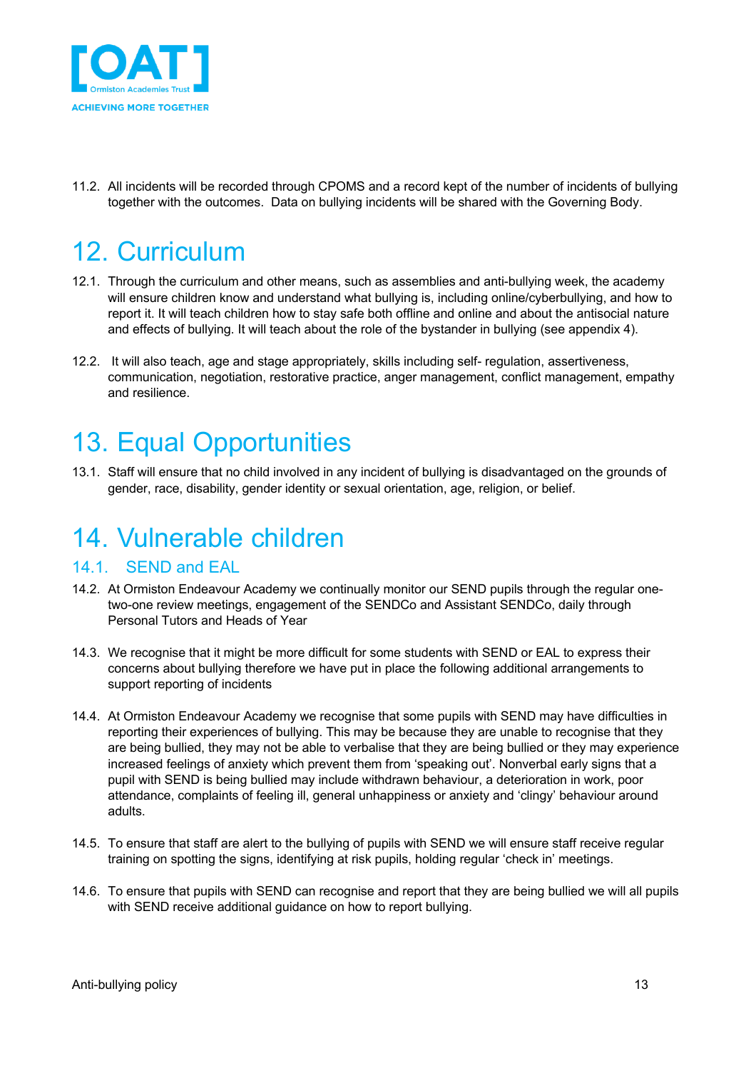11.2. All incidents will be recorded through CPOMS and a record kept of the number of incidents of bullying together with the outcomes. Data on bullying incidents will be shared with the Governing Body.

# 12. Curriculum

12.1. Through the curriculum and other means, such as assemblies and anti-bullying week, the academy will ensure children know and understand what bullying is, including online/cyberbullying, and how to report it. It will teach children how to stay safe both offline and online and about the antisocial nature and effects of bullying. It will teach about the role of the bystander in bullying (see appendix 4).

12.2. It will also teach, age and stage appropriately, skills including self- regulation, assertiveness, communication, negotiation, restorative practice, anger management, conflict management, empathy and resilience.

# 13. Equal Opportunities

13.1. Staff will ensure that no child involved in any incident of bullying is disadvantaged on the grounds of gender, race, disability, gender identity or sexual orientation, age, religion, or belief.

# 14. Vulnerable children

## 14.1. SEND and EAL

14.2. At Ormiston Endeavour Academy we continually monitor our SEND pupils through the regular one-two-one review meetings, engagement of the SENDCo and Assistant SENDCo, daily through Personal Tutors and Heads of Year

14.3. We recognise that it might be more difficult for some students with SEND or EAL to express their concerns about bullying therefore we have put in place the following additional arrangements to support reporting of incidents

14.4. At Ormiston Endeavour Academy we recognise that some pupils with SEND may have difficulties in reporting their experiences of bullying. This may be because they are unable to recognise that they are being bullied, they may not be able to verbalise that they are being bullied or they may experience increased feelings of anxiety which prevent them from 'speaking out'. Nonverbal early signs that a pupil with SEND is being bullied may include withdrawn behaviour, a deterioration in work, poor attendance, complaints of feeling ill, general unhappiness or anxiety and 'clingy' behaviour around adults.

14.5. To ensure that staff are alert to the bullying of pupils with SEND we will ensure staff receive regular training on spotting the signs, identifying at risk pupils, holding regular 'check in' meetings.

14.6. To ensure that pupils with SEND can recognise and report that they are being bullied we will all pupils with SEND receive additional guidance on how to report bullying.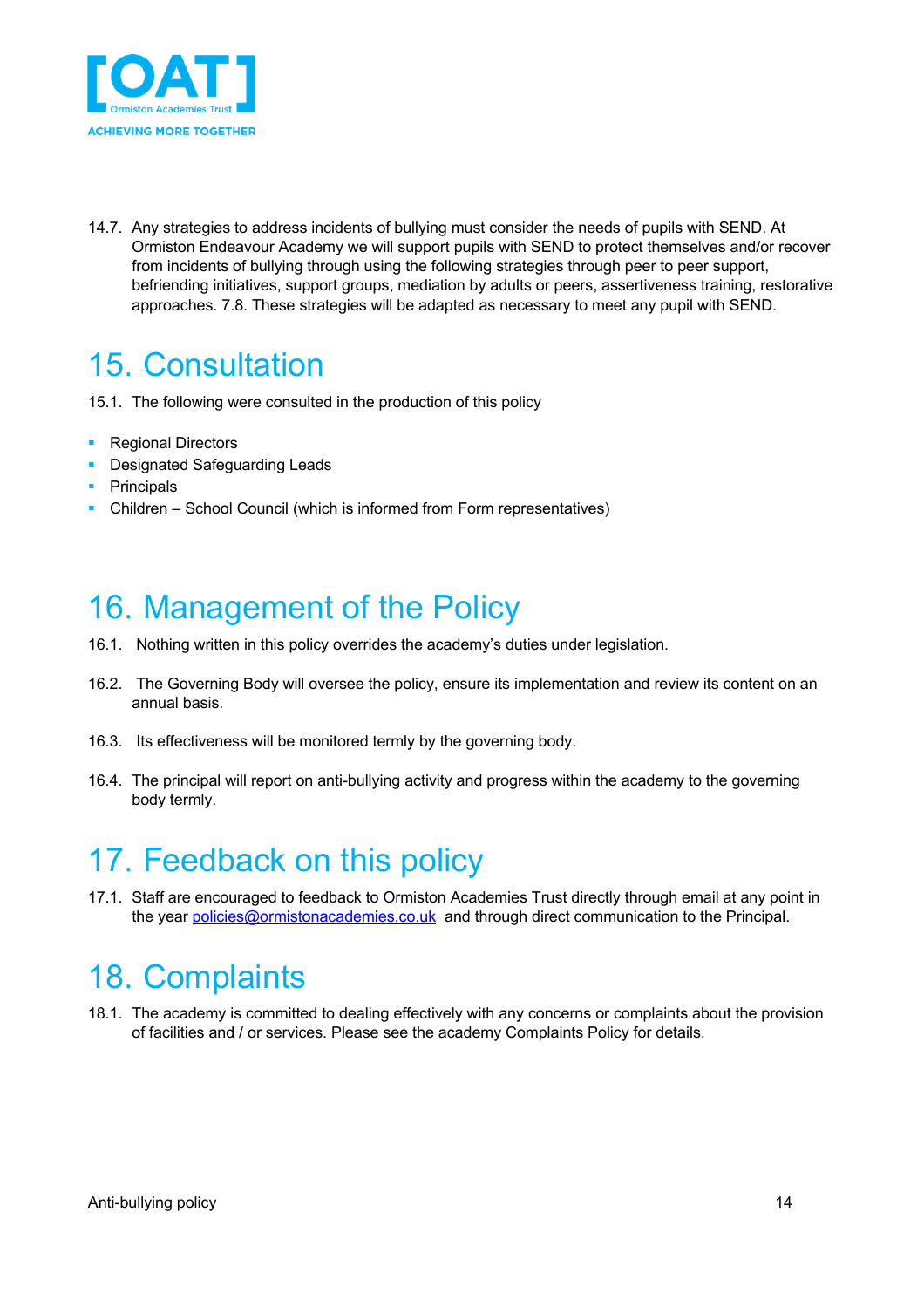14.7. Any strategies to address incidents of bullying must consider the needs of pupils with SEND. At Ormiston Endeavour Academy we will support pupils with SEND to protect themselves and/or recover from incidents of bullying through using the following strategies through peer to peer support, befriending initiatives, support groups, mediation by adults or peers, assertiveness training, restorative approaches. 7.8. These strategies will be adapted as necessary to meet any pupil with SEND.

# 15. Consultation

15.1. The following were consulted in the production of this policy

- Regional Directors
- Designated Safeguarding Leads
- Principals
- Children – School Council (which is informed from Form representatives)

# 16. Management of the Policy

16.1. Nothing written in this policy overrides the academy's duties under legislation.

16.2. The Governing Body will oversee the policy, ensure its implementation and review its content on an annual basis.

16.3. Its effectiveness will be monitored termly by the governing body.

16.4. The principal will report on anti-bullying activity and progress within the academy to the governing body termly.

# 17. Feedback on this policy

17.1. Staff are encouraged to feedback to Ormiston Academies Trust directly through email at any point in the year policies@ormistonacademies.co.uk and through direct communication to the Principal.

# 18. Complaints

18.1. The academy is committed to dealing effectively with any concerns or complaints about the provision of facilities and / or services. Please see the academy Complaints Policy for details.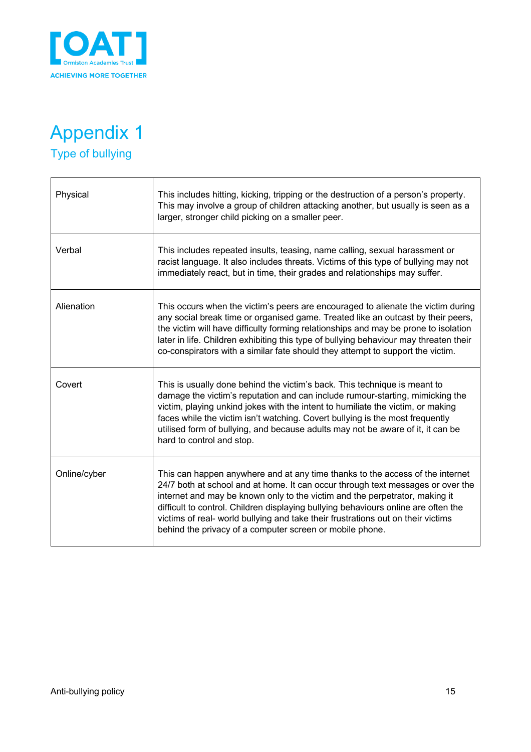# Appendix 1

## Type of bullying

| | |
|---|---|
| Physical | This includes hitting, kicking, tripping or the destruction of a person's property. This may involve a group of children attacking another, but usually is seen as a larger, stronger child picking on a smaller peer. |
| Verbal | This includes repeated insults, teasing, name calling, sexual harassment or racist language. It also includes threats. Victims of this type of bullying may not immediately react, but in time, their grades and relationships may suffer. |
| Alienation | This occurs when the victim's peers are encouraged to alienate the victim during any social break time or organised game. Treated like an outcast by their peers, the victim will have difficulty forming relationships and may be prone to isolation later in life. Children exhibiting this type of bullying behaviour may threaten their co-conspirators with a similar fate should they attempt to support the victim. |
| Covert | This is usually done behind the victim's back. This technique is meant to damage the victim's reputation and can include rumour-starting, mimicking the victim, playing unkind jokes with the intent to humiliate the victim, or making faces while the victim isn't watching. Covert bullying is the most frequently utilised form of bullying, and because adults may not be aware of it, it can be hard to control and stop. |
| Online/cyber | This can happen anywhere and at any time thanks to the access of the internet 24/7 both at school and at home. It can occur through text messages or over the internet and may be known only to the victim and the perpetrator, making it difficult to control. Children displaying bullying behaviours online are often the victims of real- world bullying and take their frustrations out on their victims behind the privacy of a computer screen or mobile phone. |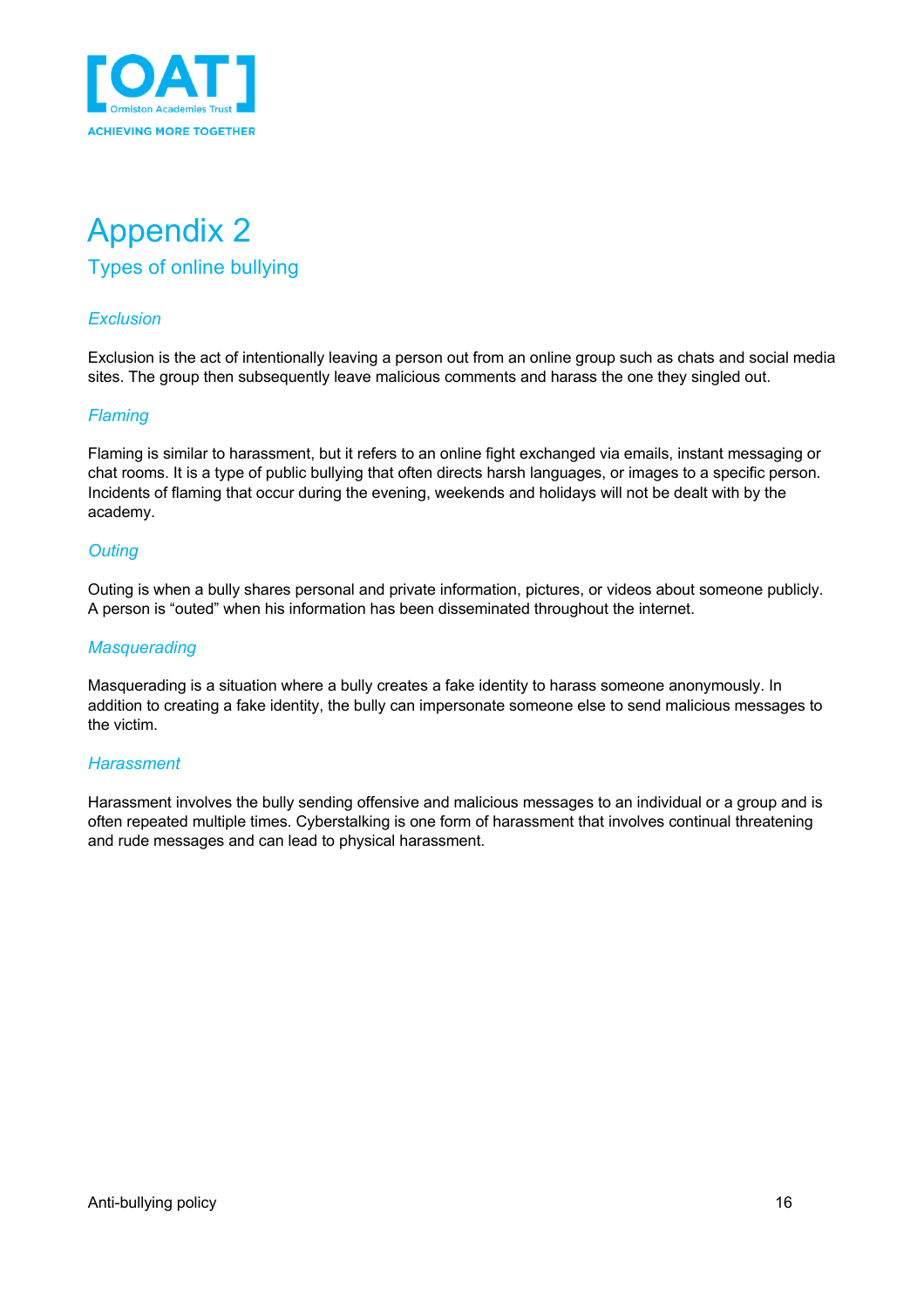# Appendix 2

## Types of online bullying

### *Exclusion*

Exclusion is the act of intentionally leaving a person out from an online group such as chats and social media sites. The group then subsequently leave malicious comments and harass the one they singled out.

### *Flaming*

Flaming is similar to harassment, but it refers to an online fight exchanged via emails, instant messaging or chat rooms. It is a type of public bullying that often directs harsh languages, or images to a specific person. Incidents of flaming that occur during the evening, weekends and holidays will not be dealt with by the academy.

### *Outing*

Outing is when a bully shares personal and private information, pictures, or videos about someone publicly. A person is "outed" when his information has been disseminated throughout the internet.

### *Masquerading*

Masquerading is a situation where a bully creates a fake identity to harass someone anonymously. In addition to creating a fake identity, the bully can impersonate someone else to send malicious messages to the victim.

### *Harassment*

Harassment involves the bully sending offensive and malicious messages to an individual or a group and is often repeated multiple times. Cyberstalking is one form of harassment that involves continual threatening and rude messages and can lead to physical harassment.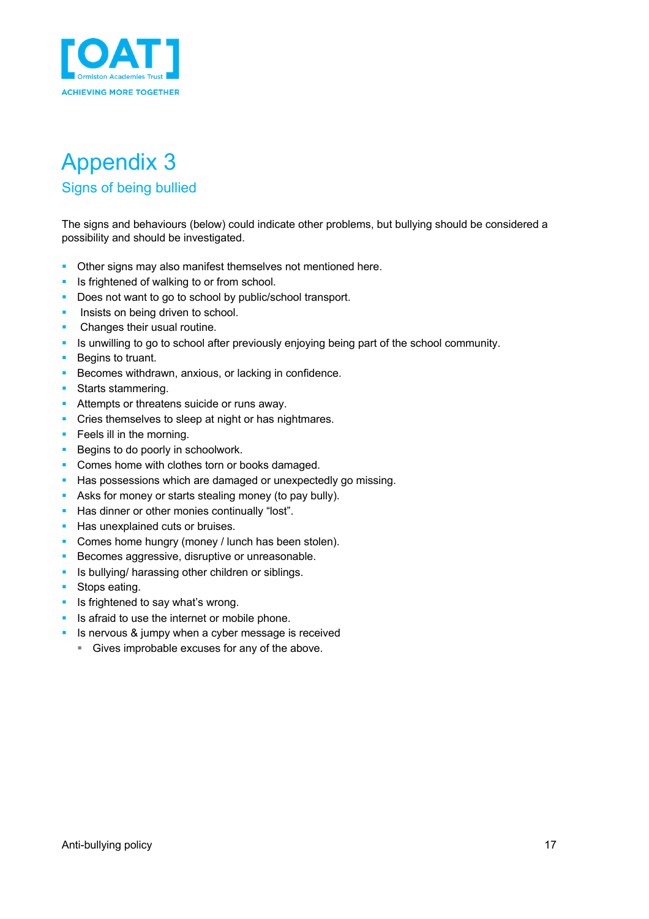# Appendix 3

## Signs of being bullied

The signs and behaviours (below) could indicate other problems, but bullying should be considered a possibility and should be investigated.

- Other signs may also manifest themselves not mentioned here.
- Is frightened of walking to or from school.
- Does not want to go to school by public/school transport.
- Insists on being driven to school.
- Changes their usual routine.
- Is unwilling to go to school after previously enjoying being part of the school community.
- Begins to truant.
- Becomes withdrawn, anxious, or lacking in confidence.
- Starts stammering.
- Attempts or threatens suicide or runs away.
- Cries themselves to sleep at night or has nightmares.
- Feels ill in the morning.
- Begins to do poorly in schoolwork.
- Comes home with clothes torn or books damaged.
- Has possessions which are damaged or unexpectedly go missing.
- Asks for money or starts stealing money (to pay bully).
- Has dinner or other monies continually “lost”.
- Has unexplained cuts or bruises.
- Comes home hungry (money / lunch has been stolen).
- Becomes aggressive, disruptive or unreasonable.
- Is bullying/ harassing other children or siblings.
- Stops eating.
- Is frightened to say what’s wrong.
- Is afraid to use the internet or mobile phone.
- Is nervous & jumpy when a cyber message is received
  - Gives improbable excuses for any of the above.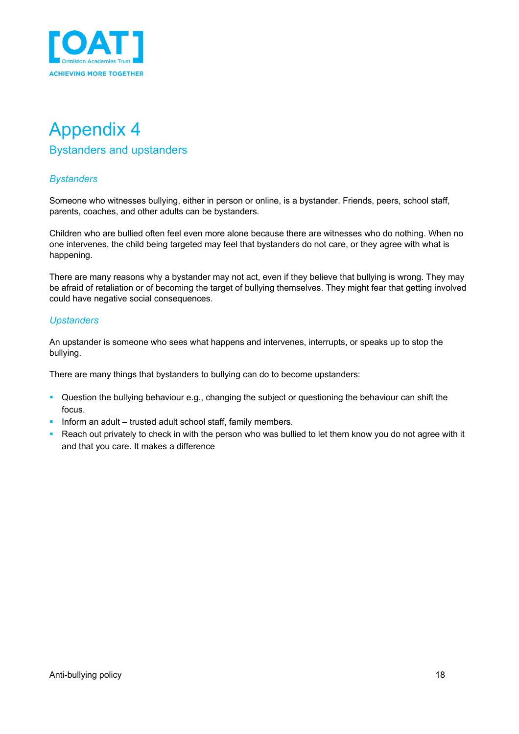# Appendix 4

## Bystanders and upstanders

### *Bystanders*

Someone who witnesses bullying, either in person or online, is a bystander. Friends, peers, school staff, parents, coaches, and other adults can be bystanders.

Children who are bullied often feel even more alone because there are witnesses who do nothing. When no one intervenes, the child being targeted may feel that bystanders do not care, or they agree with what is happening.

There are many reasons why a bystander may not act, even if they believe that bullying is wrong. They may be afraid of retaliation or of becoming the target of bullying themselves. They might fear that getting involved could have negative social consequences.

### *Upstanders*

An upstander is someone who sees what happens and intervenes, interrupts, or speaks up to stop the bullying.

There are many things that bystanders to bullying can do to become upstanders:

- Question the bullying behaviour e.g., changing the subject or questioning the behaviour can shift the focus.
- Inform an adult – trusted adult school staff, family members.
- Reach out privately to check in with the person who was bullied to let them know you do not agree with it and that you care. It makes a difference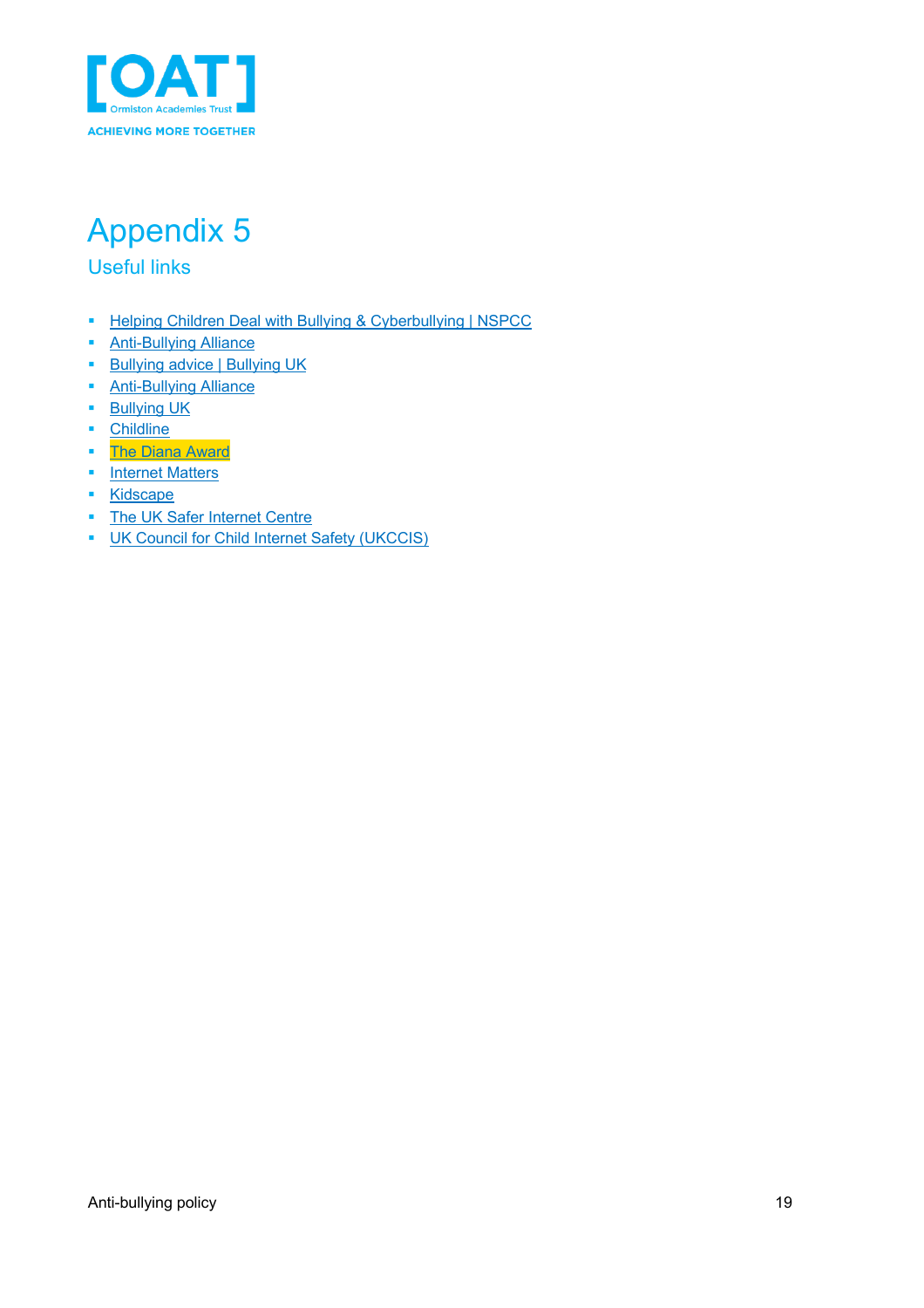# Appendix 5

## Useful links

- Helping Children Deal with Bullying & Cyberbullying | NSPCC
- Anti-Bullying Alliance
- Bullying advice | Bullying UK
- Anti-Bullying Alliance
- Bullying UK
- Childline
- The Diana Award
- Internet Matters
- Kidscape
- The UK Safer Internet Centre
- UK Council for Child Internet Safety (UKCCIS)